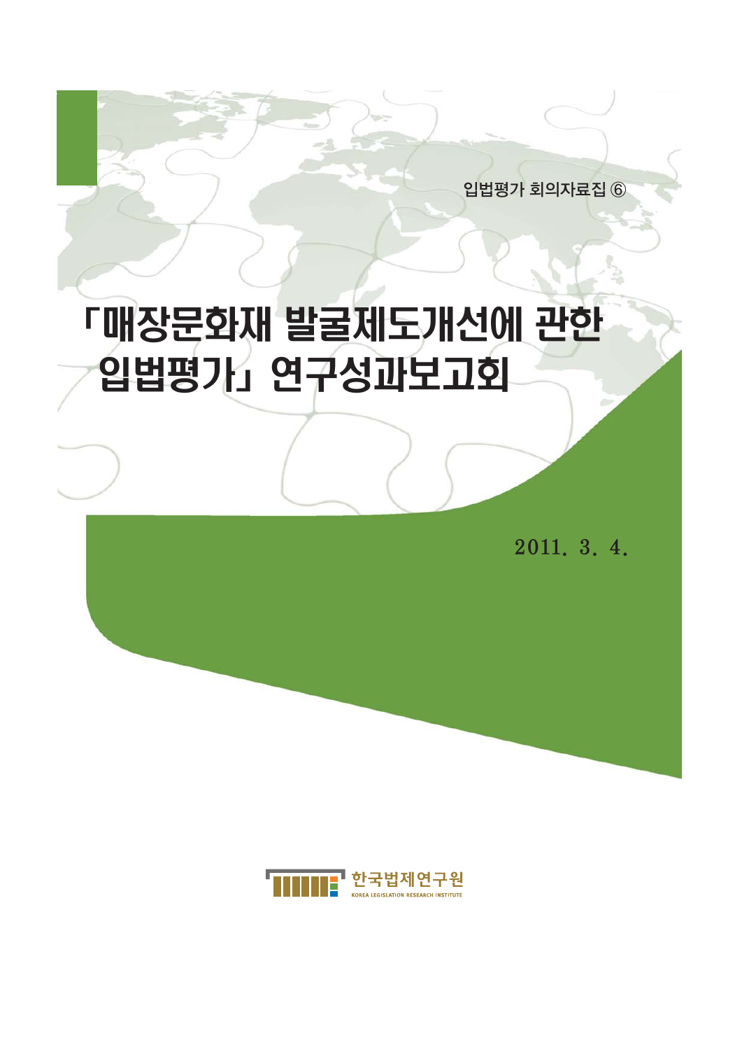입법평가 회의자료집 ⑥

# 「매장문화재 발굴제도개선에 관한 입법평가」 연구성과보고회

2011. 3. 4.

한국법제연구원
KOREA LEGISLATION RESEARCH INSTITUTE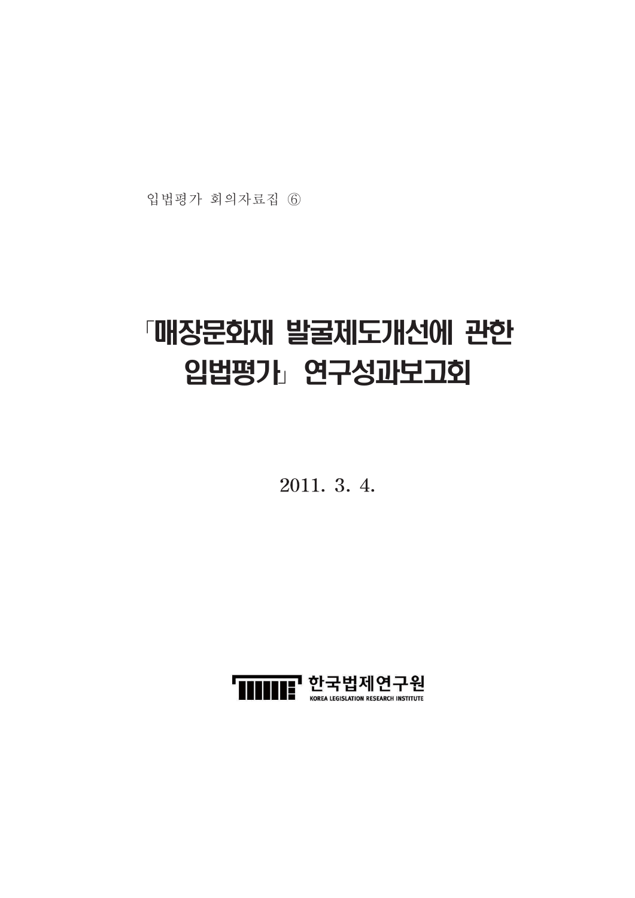입법평가 회의자료집 ⑥

# 「매장문화재 발굴제도개선에 관한 입법평가」 연구성과보고회

2011. 3. 4.

한국법제연구원

KOREA LEGISLATION RESEARCH INSTITUTE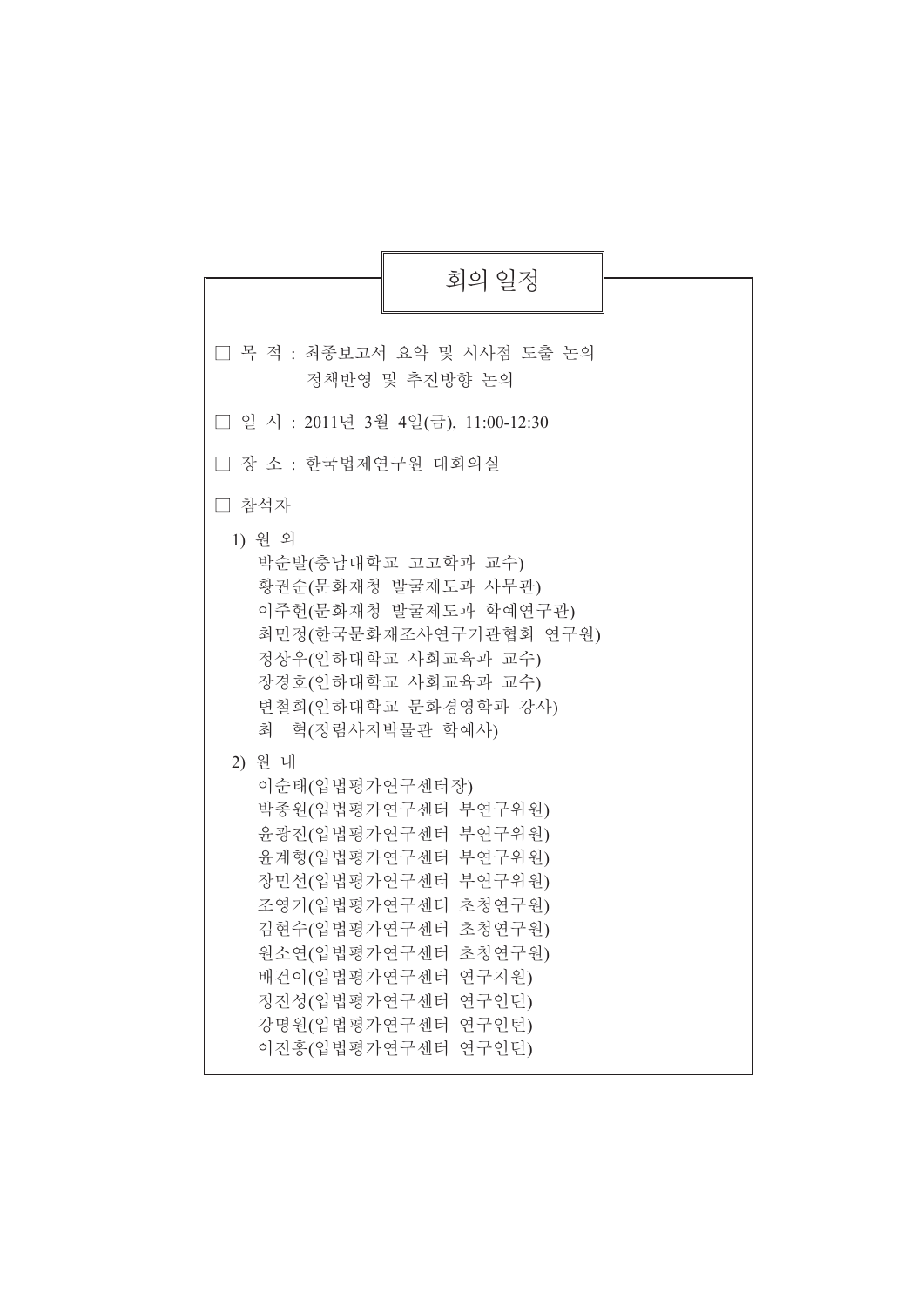# 회의 일정

□ 목 적 : 최종보고서 요약 및 시사점 도출 논의
　　　　　정책반영 및 추진방향 논의

□ 일 시 : 2011년 3월 4일(금), 11:00-12:30

□ 장 소 : 한국법제연구원 대회의실

□ 참석자

1) 원 외
   - 박순발(충남대학교 고고학과 교수)
   - 황권순(문화재청 발굴제도과 사무관)
   - 이주헌(문화재청 발굴제도과 학예연구관)
   - 최민정(한국문화재조사연구기관협회 연구원)
   - 정상우(인하대학교 사회교육과 교수)
   - 장경호(인하대학교 사회교육과 교수)
   - 변철희(인하대학교 문화경영학과 강사)
   - 최　혁(정림사지박물관 학예사)

2) 원 내
   - 이순태(입법평가연구센터장)
   - 박종원(입법평가연구센터 부연구위원)
   - 윤광진(입법평가연구센터 부연구위원)
   - 윤계형(입법평가연구센터 부연구위원)
   - 장민선(입법평가연구센터 부연구위원)
   - 조영기(입법평가연구센터 초청연구원)
   - 김현수(입법평가연구센터 초청연구원)
   - 원소연(입법평가연구센터 초청연구원)
   - 배건이(입법평가연구센터 연구지원)
   - 정진성(입법평가연구센터 연구인턴)
   - 강명원(입법평가연구센터 연구인턴)
   - 이진홍(입법평가연구센터 연구인턴)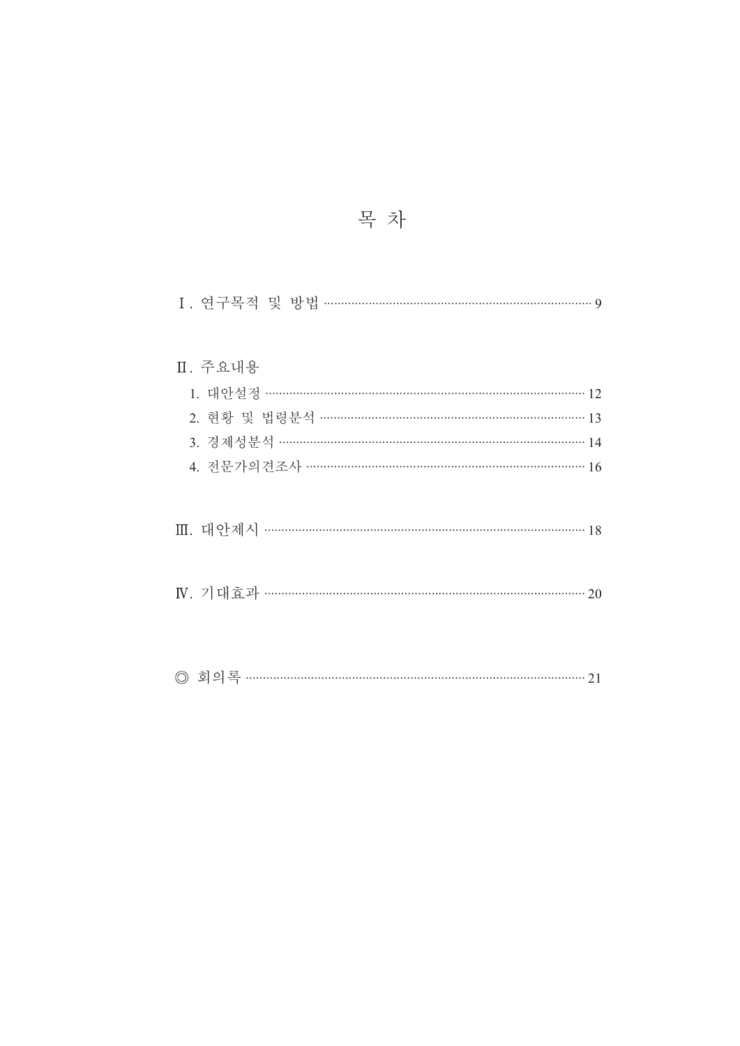# 목 차

Ⅰ. 연구목적 및 방법 ······································································ 9

Ⅱ. 주요내용

1. 대안설정 ······································································ 12
2. 현황 및 법령분석 ······································································ 13
3. 경제성분석 ······································································ 14
4. 전문가의견조사 ······································································ 16

Ⅲ. 대안제시 ······································································ 18

Ⅳ. 기대효과 ······································································ 20

◎ 회의록 ······································································ 21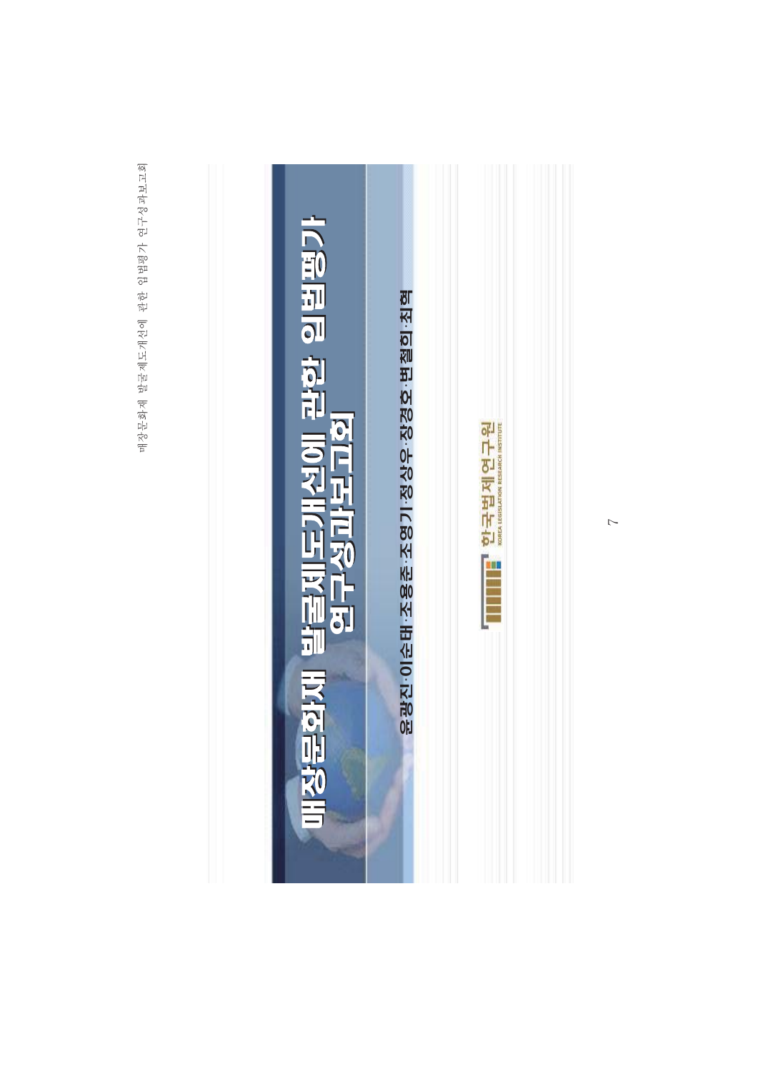# 매장문화재 발굴제도개선에 관한 입법평가 연구성과보고회

윤광진·이순대·조용준·조영기·정상우·장경오·변철희·최혁

한국법제연구원
KOREA LEGISLATION RESEARCH INSTITUTE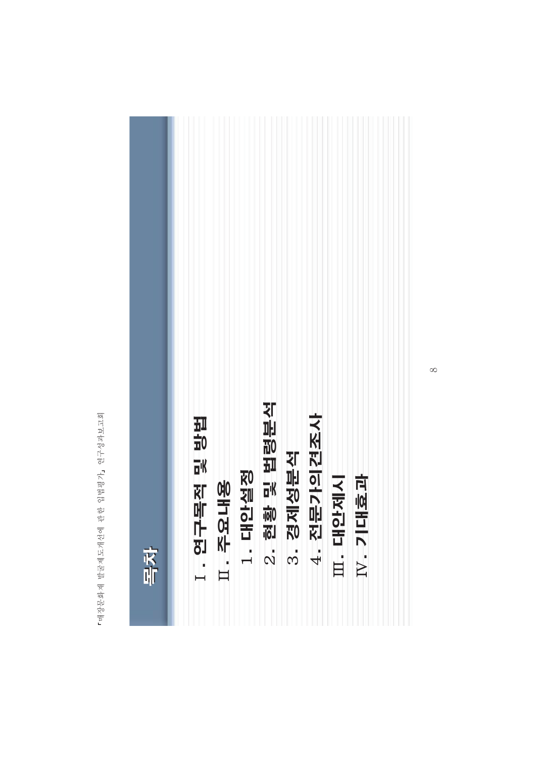# 목차

Ⅰ. 연구목적 및 방법

Ⅱ. 주요내용

1. 대안설정
2. 현황 및 법령분석
3. 경제성분석
4. 전문가의견조사

Ⅲ. 대안제시

Ⅳ. 기대효과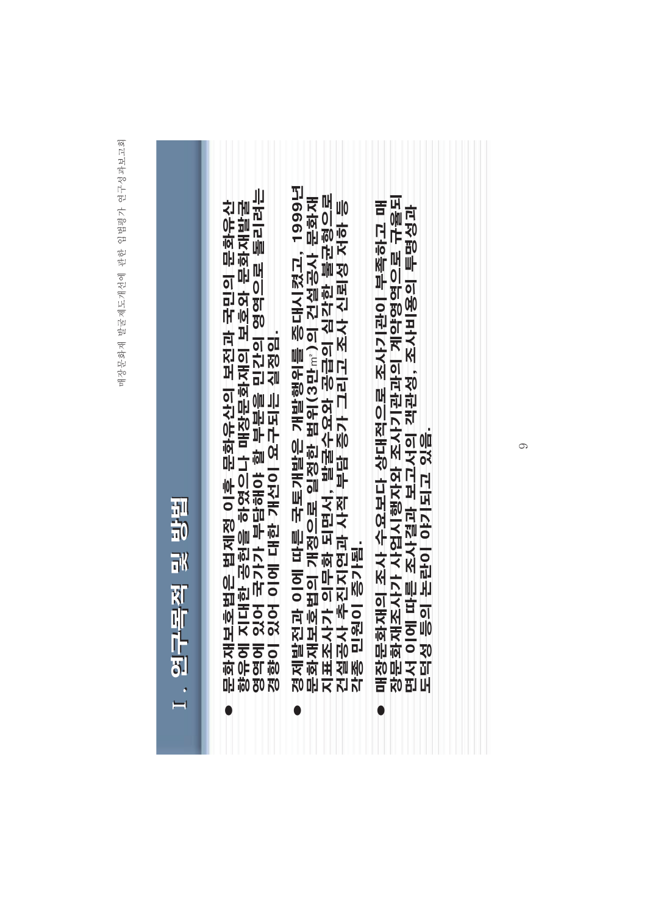# Ⅰ. 연구목적 및 방법

- 문화재보호법은 법제정 이후 문화유산의 보전과 국민의 문화유산 향유에 지대한 공헌을 하였으나 매장문화재의 보호와 문화재발굴 영역에 있어 국가가 부담해야 할 부분을 민간의 영역으로 돌리려는 경향이 있어 이에 대한 개선이 요구되는 실정임.

- 경제발전과 이에 따른 국토개발은 개발행위를 증대시켰고, 1999년 문화재보호법의 개정으로 일정한 범위(3만㎡)의 건설공사 문화재 지표조사가 의무화 되면서, 발굴수요와 공급의 심각한 불균형으로 건설공사 추진지연과 사적 부담 증가 그리고 조사 신뢰성 저하 등 각종 민원이 증가됨.

- 매장문화재의 조사 수요보다 상대적으로 조사기관이 부족하고 매장문화재조사가 사업시행자와 조사기관과의 계약영역으로 규율되면서 이에 따른 조사결과 보고서의 객관성, 조사비용의 투명성과 도덕성 등의 논란이 야기되고 있음.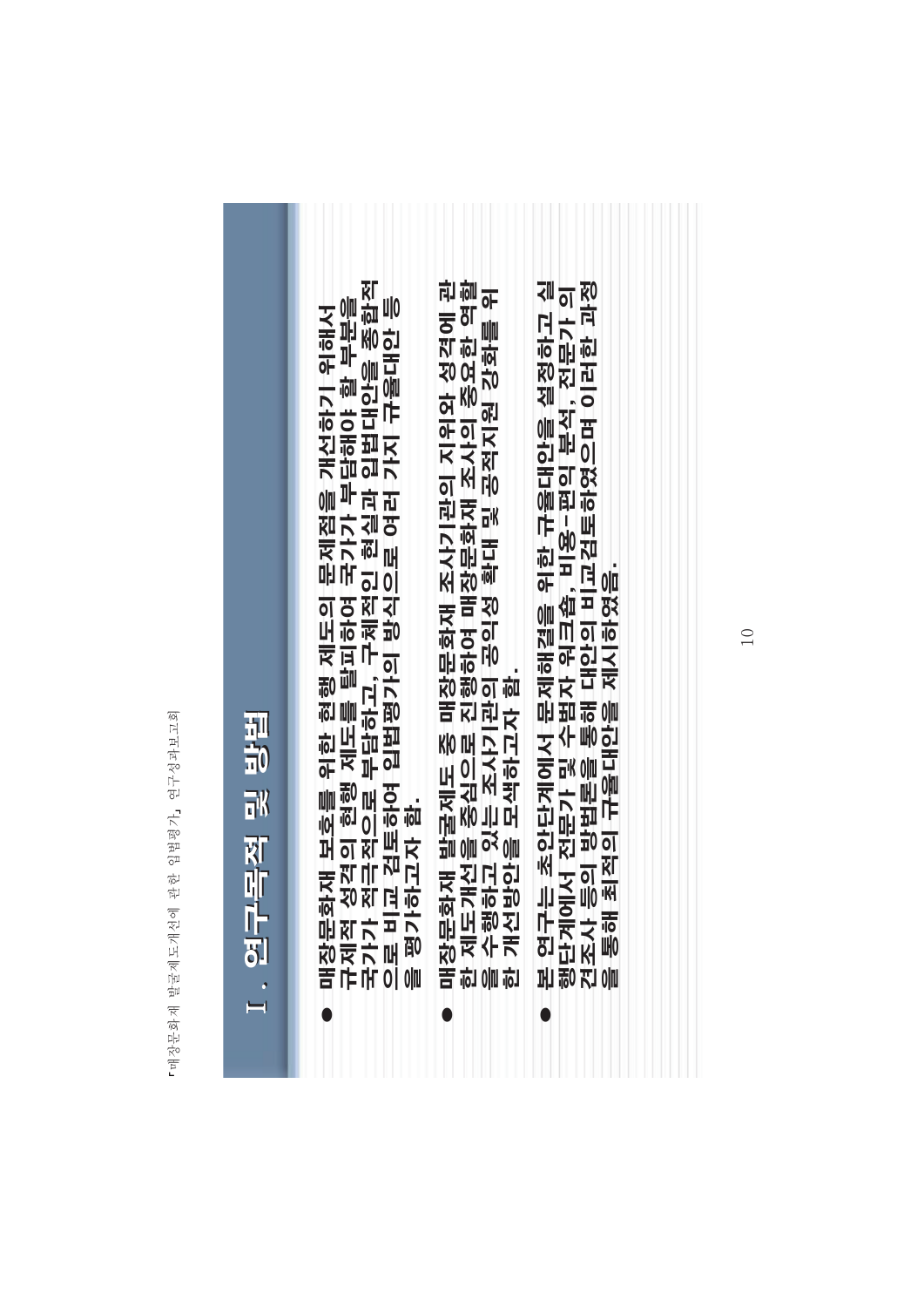# Ⅰ. 연구목적 및 방법

- 매장문화재 보호를 위한 현행 제도의 문제점을 개선하기 위해서 규제적 성격의 현행 제도를 탈피하여 국가가 부담해야 할 부분을 국가가 적극적으로 부담하고, 구체적인 현실과 입법대안을 종합적으로 비교 검토하여 입법평가의 방식으로 여러 가지 규율대안 등을 평가하고자 함.

- 매장문화재 발굴제도 중 매장문화재 조사기관의 지위와 성격에 관한 제도개선을 중심으로 진행하여 매장문화재 조사의 중요한 역할을 수행하고 있는 조사기관의 공익성 확대 및 공적지원 강화를 위한 개선방안을 모색하고자 함.

- 본 연구는 초안단계에서 문제해결을 위한 규율대안을 설정하고 실행단계에서 전문가 및 수범자 워크숍, 비용-편익 분석, 전문가 의견조사 등의 방법론을 통해 대안의 비교검토하였으며 이러한 과정을 통해 최적의 규율대안을 제시하였음.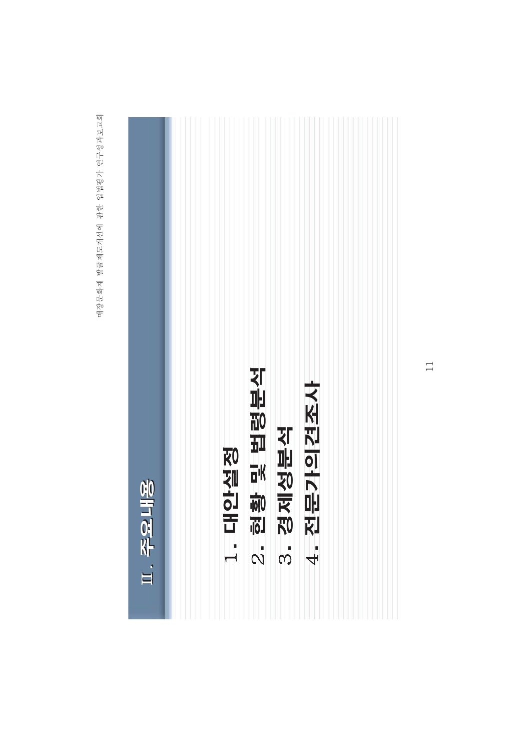# Ⅱ. 주요내용

1. 대안설정
2. 현황 및 법령분석
3. 경제성분석
4. 전문가의견조사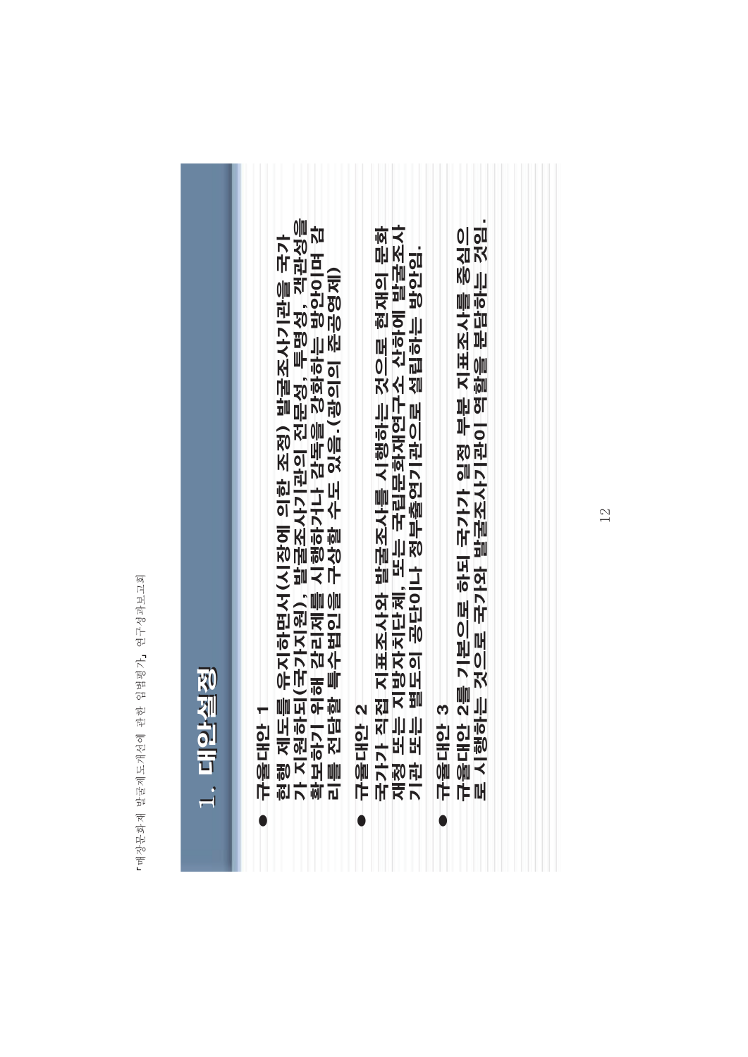# 1. 대안설정

- **규율대안 1**

  **현행 제도를 유지하면서(시장에 의한 조정) 발굴조사기관을 국가가 지원하되(국가지원), 발굴조사기관의 전문성, 투명성, 객관성을 확보하기 위해 감리제를 시행하거나 감독을 강화하는 방안이며 감리를 전담할 특수법인을 구상할 수도 있음.(광의의 준공영제)**

- **규율대안 2**

  **국가가 직접 지표조사와 발굴조사를 시행하는 것으로 현재의 문화재청 또는 지방자치단체, 또는 국립문화재연구소 산하에 발굴조사기관 또는 별도의 공단이나 정부출연기관으로 설립하는 방안임.**

- **규율대안 3**

  **규율대안 2를 기본으로 하되 국가가 일정 부분 지표조사를 중심으로 시행하는 것으로 국가와 발굴조사기관이 역할을 분담하는 것임.**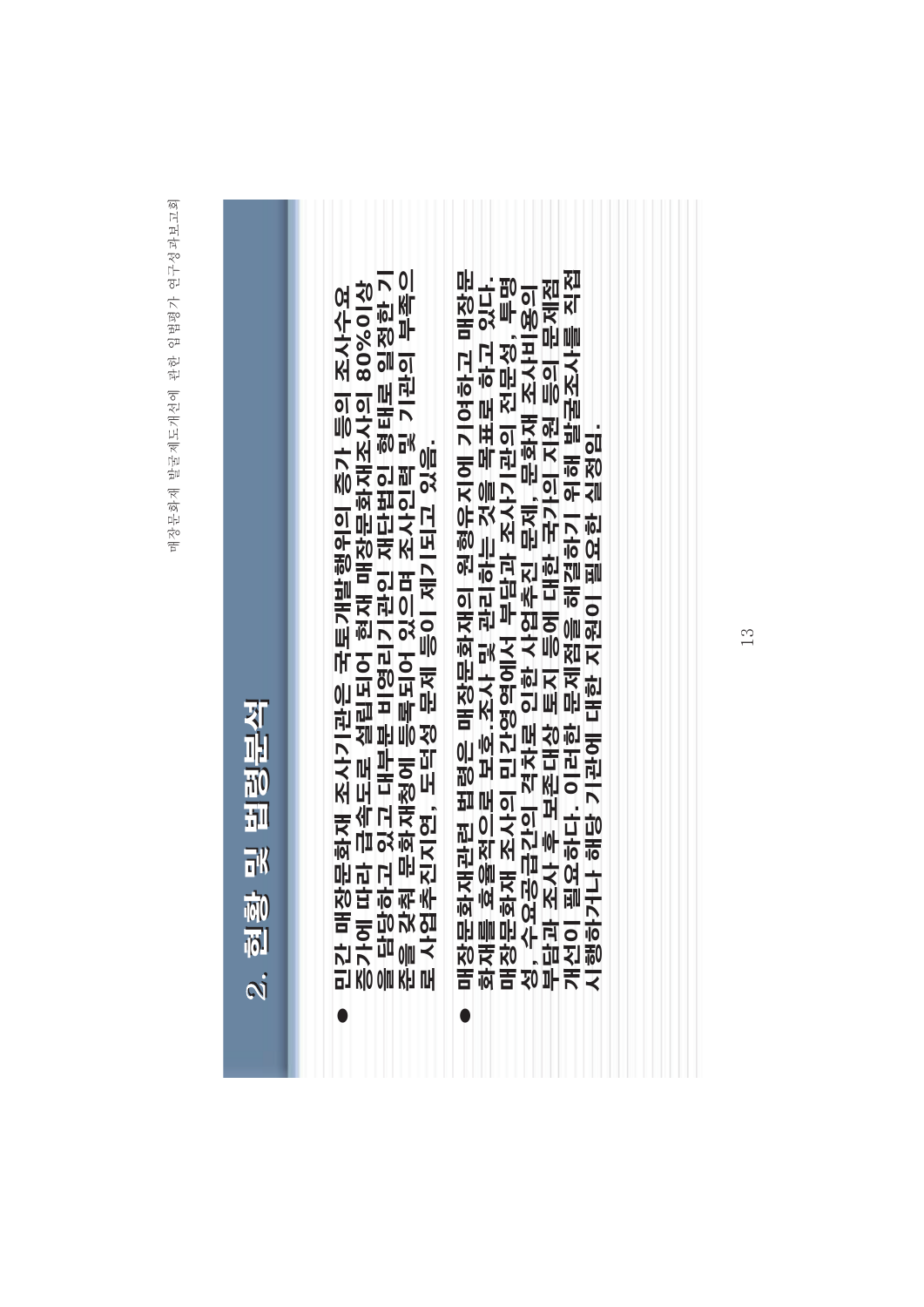## 2. 현황 및 법령분석

- 민간 매장문화재 조사기관은 국토개발행위의 증가 등의 조사수요 증가에 따라 급속도로 설립되어 현재 매장문화재조사의 80%이상을 담당하고 있고 대부분 비영리기관인 재단법인 형태로 일정한 기준을 갖춰 문화재청에 등록되어 있으며 조사인력 및 기관의 부족으로 사업추진지연, 도덕성 문제 등이 제기되고 있음.

- 매장문화재관련 법령은 매장문화재의 원형유지에 기여하고 매장문화재를 효율적으로 보호.조사 및 관리하는 것을 목표로 하고 있다. 매장문화재 조사의 민간영역에서 부담과 조사기관의 전문성, 투명성, 수요공급간의 격차로 인한 사업추진 문제, 문화재 조사비용의 부담과 조사 후 보존대상 토지 등에 대한 국가의 지원 등의 문제점 개선이 필요하다. 이러한 문제점을 해결하기 위해 발굴조사를 직접 시행하거나 해당 기관에 대한 지원이 필요한 실정임.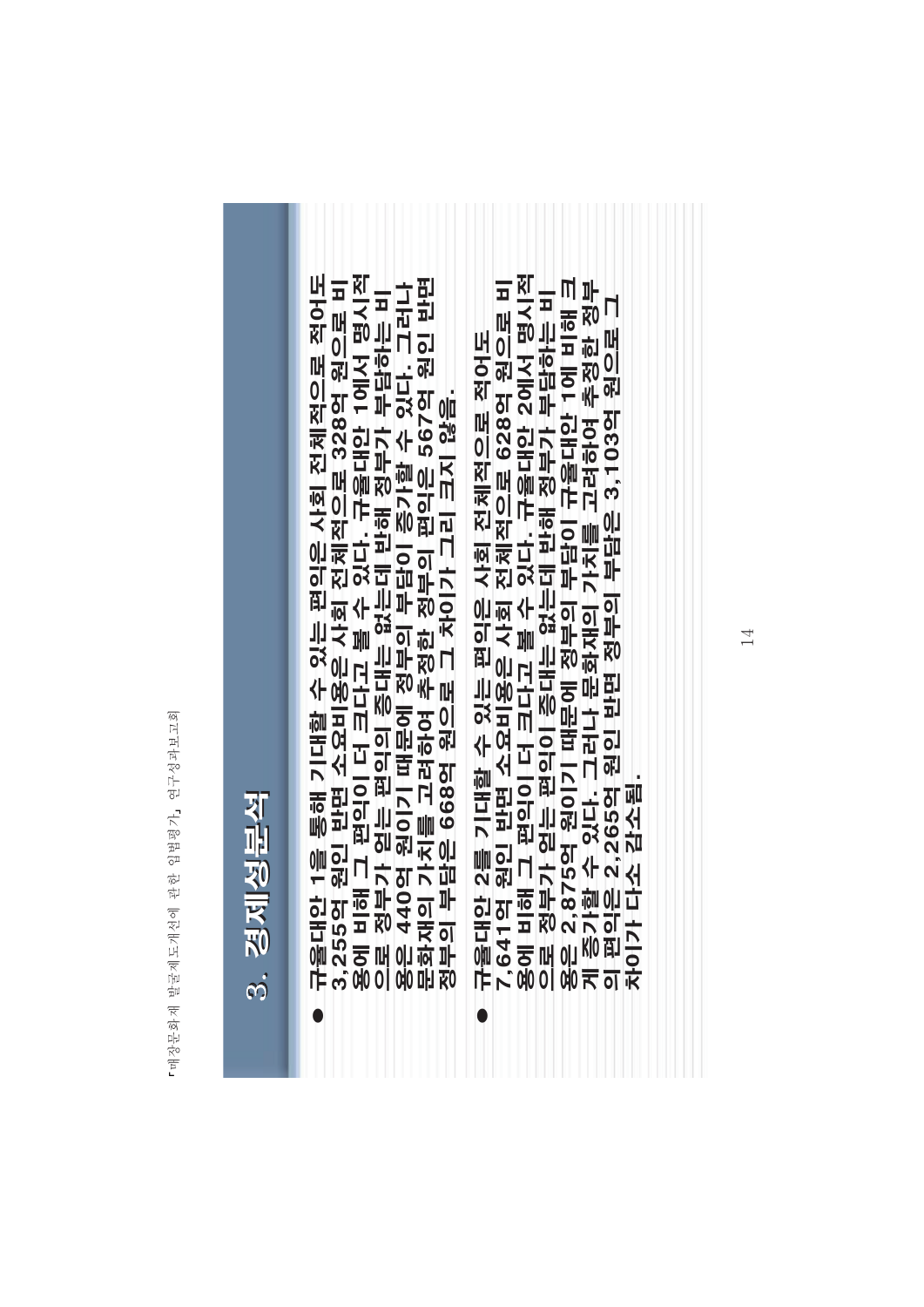## 3. 경제성분석

- 규율대안 1을 통해 기대할 수 있는 편익은 사회 전체적으로 적어도 3,255억 원인 반면 소요비용은 사회 전체적으로 328억 원으로 비용에 비해 그 편익이 더 크다고 볼 수 있다. 규율대안 1에서 명시적으로 정부가 얻는 편익의 증대는 없는데 반해 정부가 부담하는 비용은 440억 원이기 때문에 정부의 부담이 증가할 수 있다. 그러나 문화재의 가치를 고려하여 추정한 정부의 편익은 567억 원인 반면 정부의 부담은 668억 원으로 그 차이가 그리 크지 않음.

- 규율대안 2를 기대할 수 있는 편익은 사회 전체적으로 적어도 7,641억 원인 반면 소요비용은 사회 전체적으로 628억 원으로 비용에 비해 그 편익이 더 크다고 볼 수 있다. 규율대안 2에서 명시적으로 정부가 얻는 편익이 증대는 없는데 반해 정부가 부담하는 비용은 2,875억 원이기 때문에 정부의 부담이 규율대안 1에 비해 크게 증가할 수 있다. 그러나 문화재의 가치를 고려하여 추정한 정부의 편익은 2,265억 원인 반면 정부의 부담은 3,103억 원으로 그 차이가 다소 감소됨.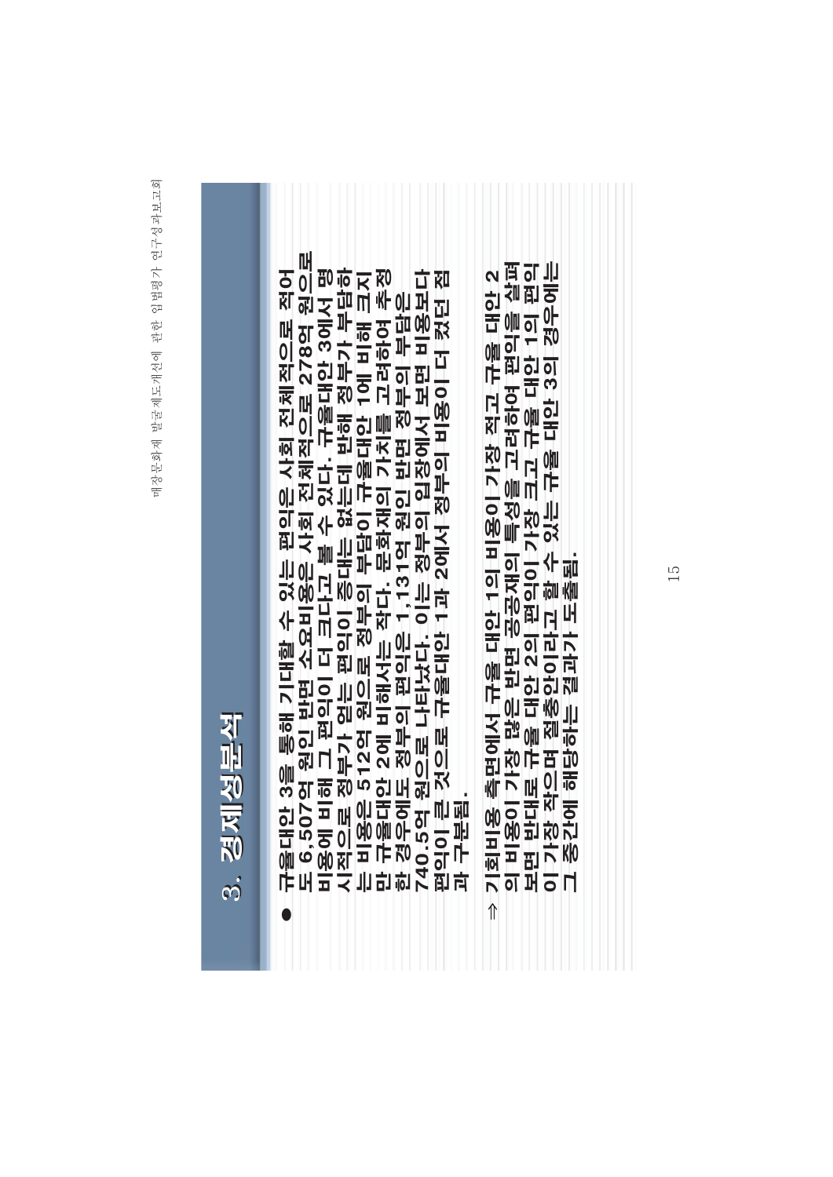## 3. 경제성분석

- 규율대안 3을 통해 기대할 수 있는 편익은 사회 전체적으로 적어도 6,507억 원인 반면 소요비용은 사회 전체적으로 278억 원으로 비용에 비해 그 편익이 더 크다고 볼 수 있다. 규율대안 3에서 명시적으로 정부가 얻는 편익이 종대는 없는데 반해 정부가 부담하는 비용은 512억 원으로 정부의 부담이 규율대안 1에 비해 크지만 규율대안 2에 비해서는 작다. 문화재의 가치를 고려하여 추정한 경우에도 정부의 편익은 1,131억 원인 반면 정부의 부담은 740.5억 원으로 나타났다. 이는 정부의 입장에서 보면 비용보다 편익이 큰 것으로 규율대안 1과 2에서 정부의 비용이 더 컸던 점과 구분됨.

⇒ 기회비용 측면에서 규율 대안 1의 비용이 가장 적고 규율 대안 2의 비용이 가장 많은 반면 공공재의 특성을 고려하여 편익을 살펴보면 반대로 규율 대안 2의 편익이 가장 크고 규율 대안 1의 편익이 가장 작으며 절충안이라고 할 수 있는 규율 대안 3의 경우에는 그 중간에 해당하는 결과가 도출됨.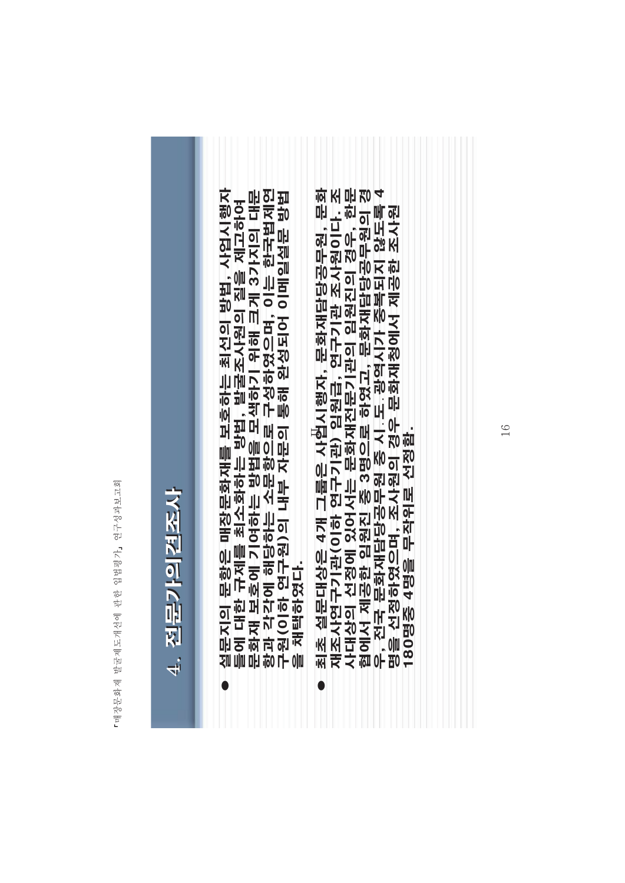## 4. 전문가의견조사

- 설문지의 문항은 매장문화재를 보호하는 최선의 방법, 사업시행자들에 대한 규제를 최소화하는 방법, 발굴조사원의 질을 제고하여 문화재 보호에 기여하는 방법을 모색하기 위해 크게 3가지의 대문항과 각각에 해당하는 소문항으로 구성하였으며, 이는 한국법제연구원(이하 연구원)의 내부 자문이 통해 완성되어 이메일설문 방법을 채택하였다.

- 최초 설문대상은 4개 그룹은 사업시행자, 문화재담당공무원, 문화재조사연구기관(이하 연구기관) 임원급, 연구기관 조사원이다. 조사대상의 선정에 있어서는 문화재전문기관의 임원진의 경우, 한문협에서 제공한 임원진 중 3명으로 하였고, 문화재담당공무원의 경우, 전국 문화재담당공무원 중 시.도.광역시가 중복되지 않도록 4명을 선정하였으며, 조사원의 경우 문화재청에서 제공한 조사원 180명중 4명을 무작위로 선정함.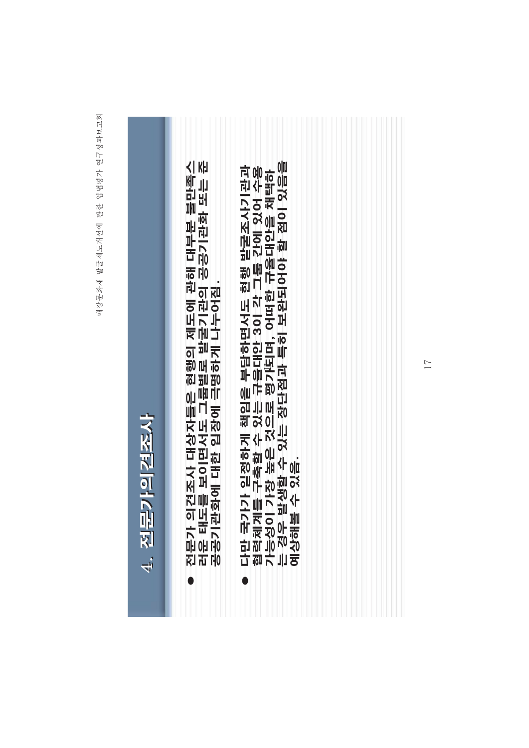## 4. 전문가의견조사

- 전문가 의견조사 대상자들은 현행의 제도에 관해 대부분 불만족스러운 태도를 보이면서도 그룹별로 발굴기관의 공공기관화 또는 준공공기관화에 대한 입장에 극명하게 나누어짐.

- 다만 국가가 일정하게 책임을 부담하면서도 현행 발굴조사기관과 협력체계를 구축할 수 있는 규율대안 3이 각 그룹 간에 있어 수용가능성이 가장 높은 것으로 평가되며, 어떠한 규율대안을 채택하는 경우 발생할 수 있는 장단점과 특히 보완되어야 할 점이 있음을 예상해볼 수 있음.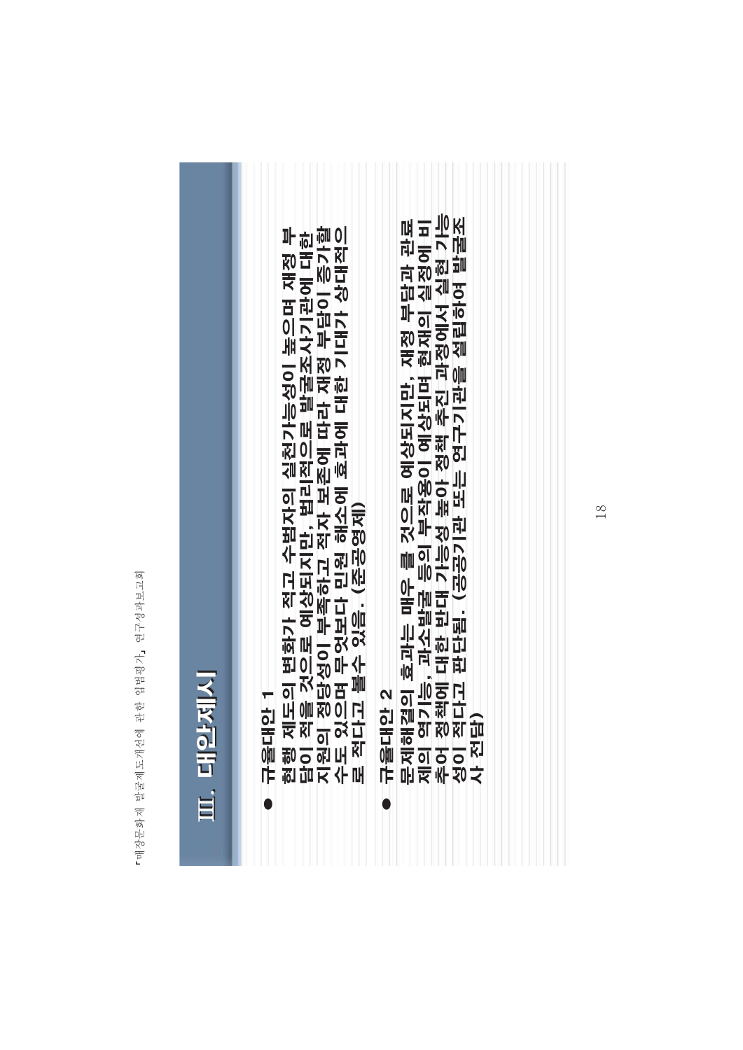# Ⅲ. 대안제시

- **규율대안 1**

  **현행 제도의 변화가 적고 수범자의 실천가능성이 높으며 재정 부담이 적을 것으로 예상되지만, 법리적으로 발굴조사기관에 대한 지원의 정당성이 부족하고 적자 보존에 따라 재정 부담이 증가할 수도 있으며 무엇보다 민원 해소에 효과에 대한 기대가 상대적으로 적다고 볼수 있음. (준공영제)**

- **규율대안 2**

  **문제해결의 효과는 매우 클 것으로 예상되지만, 재정 부담과 관료제의 역기능, 과소발굴 등의 부작용이 예상되며 현재의 실정에 비추어 정책에 대한 반대 가능성 높아 정책 추진 과정에서 실현 가능성이 적다고 판단됨. (공공기관 또는 연구기관을 설립하여 발굴조사 전담)**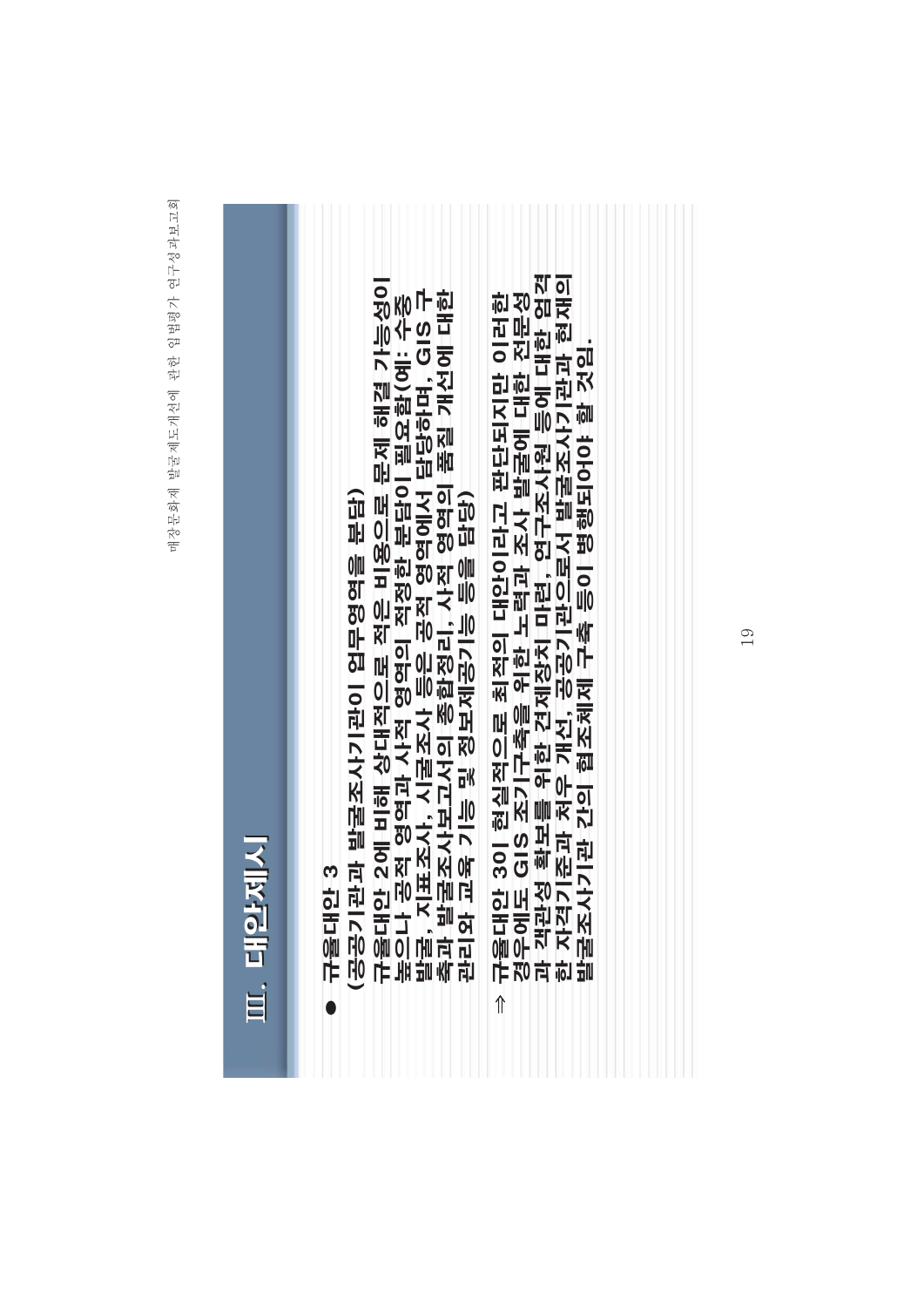# Ⅲ. 대안제시

- **규율대안 3**

  **(공공기관과 발굴조사기관이 업무영역을 분담)**

  **규율대안 2에 비해 상대적으로 적은 비용으로 문제 해결 가능성이 높으나 공적 영역과 사적 영역의 적정한 분담이 필요함(예: 수중발굴, 지표조사, 시굴조사 등은 공적 영역에서 담당하며, GIS 구축과 발굴조사보고서의 종합정리, 사적 영역의 품질 개선에 대한 관리와 교육 기능 및 정보제공기능 등을 담당)**

⇒ **규율대안 3이 현실적으로 최적의 대안이라고 판단되지만 이러한 경우에도 GIS 조기구축을 위한 노력과 조사 발굴에 대한 전문성과 객관성 확보를 위한 견제장치 마련, 연구조사원 등에 대한 엄격한 자격기준과 처우 개선, 공공기관으로서 발굴조사기관과 현재의 발굴조사기관 간의 협조체제 구축 등이 병행되어야 할 것임.**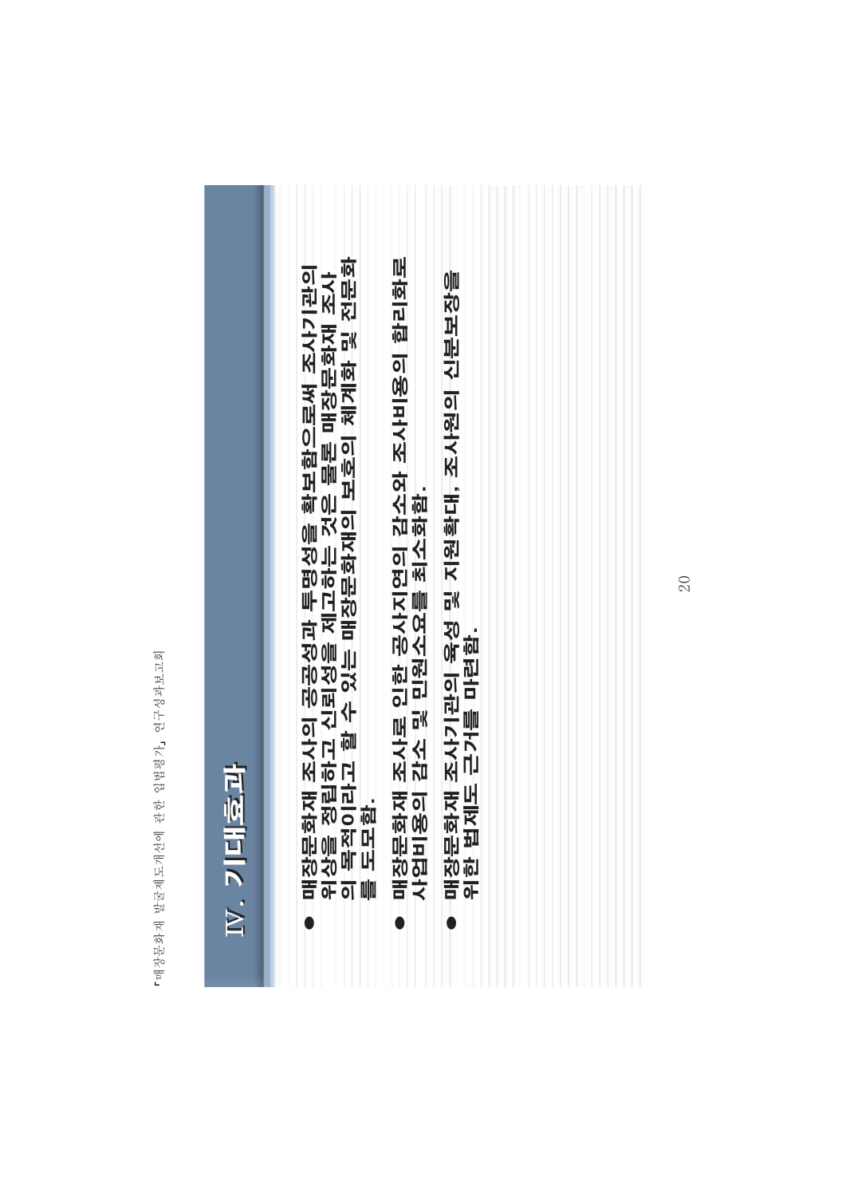# Ⅳ. 기대효과

- 매장문화재 조사의 공공성과 투명성을 확보함으로써 조사기관의 위상을 정립하고 신뢰성을 제고하는 것은 물론 매장문화재 조사의 목적이라고 할 수 있는 매장문화재의 보호의 체계화 및 전문화를 도모함.
- 매장문화재 조사로 인한 공사지연의 감소와 조사비용의 합리화로 사업비용의 감소 및 민원소요를 최소화함.
- 매장문화재 조사기관의 육성 및 지원확대, 조사원의 신분보장을 위한 법제도 근거를 마련함.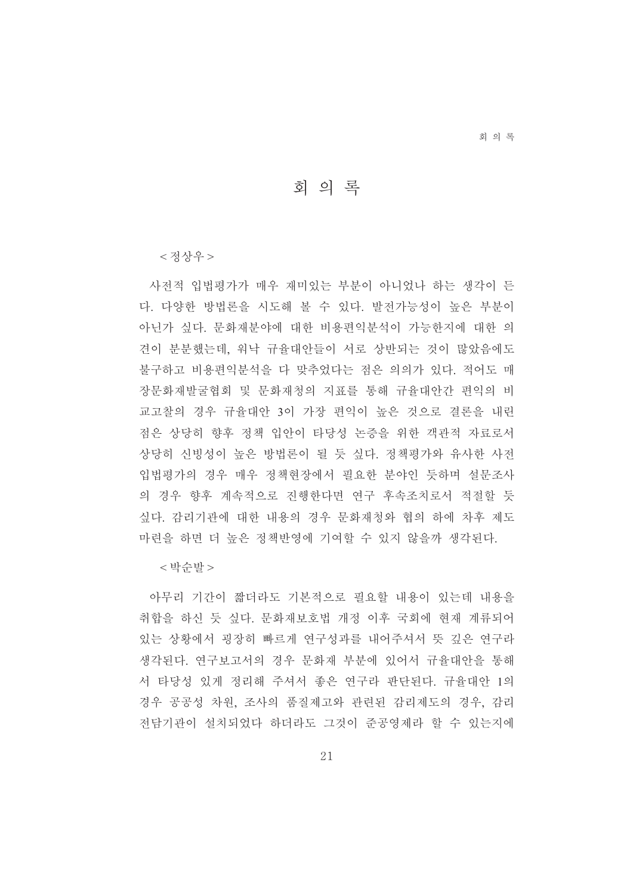# 회 의 록

< 정상우 >

사전적 입법평가가 매우 재미있는 부분이 아니었나 하는 생각이 든다. 다양한 방법론을 시도해 볼 수 있다. 발전가능성이 높은 부분이 아닌가 싶다. 문화재분야에 대한 비용편익분석이 가능한지에 대한 의견이 분분했는데, 워낙 규율대안들이 서로 상반되는 것이 많았음에도 불구하고 비용편익분석을 다 맞추었다는 점은 의의가 있다. 적어도 매장문화재발굴협회 및 문화재청의 지표를 통해 규율대안간 편익의 비교고찰의 경우 규율대안 3이 가장 편익이 높은 것으로 결론을 내린 점은 상당히 향후 정책 입안이 타당성 논증을 위한 객관적 자료로서 상당히 신빙성이 높은 방법론이 될 듯 싶다. 정책평가와 유사한 사전 입법평가의 경우 매우 정책현장에서 필요한 분야인 듯하며 설문조사의 경우 향후 계속적으로 진행한다면 연구 후속조치로서 적절할 듯 싶다. 감리기관에 대한 내용의 경우 문화재청와 협의 하에 차후 제도 마련을 하면 더 높은 정책반영에 기여할 수 있지 않을까 생각된다.

< 박순발 >

아무리 기간이 짧더라도 기본적으로 필요할 내용이 있는데 내용을 취합을 하신 듯 싶다. 문화재보호법 개정 이후 국회에 현재 계류되어 있는 상황에서 굉장히 빠르게 연구성과를 내어주셔서 뜻 깊은 연구라 생각된다. 연구보고서의 경우 문화재 부분에 있어서 규율대안을 통해서 타당성 있게 정리해 주셔서 좋은 연구라 판단된다. 규율대안 1의 경우 공공성 차원, 조사의 품질제고와 관련된 감리제도의 경우, 감리전담기관이 설치되었다 하더라도 그것이 준공영제라 할 수 있는지에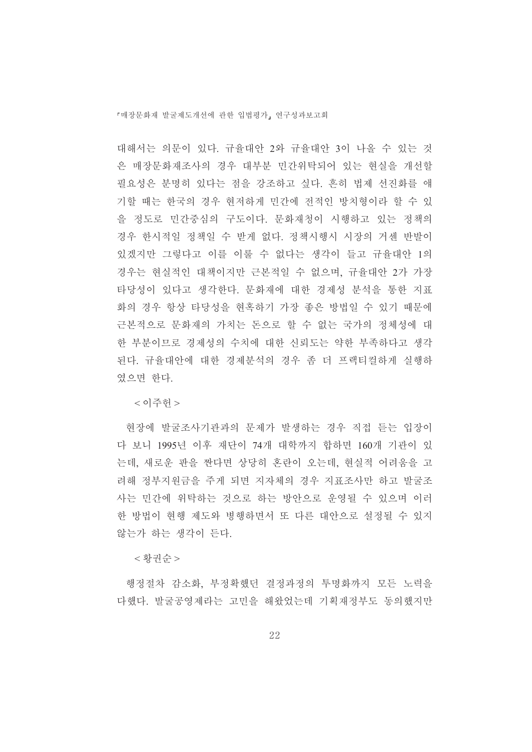대해서는 의문이 있다. 규율대안 2와 규율대안 3이 나올 수 있는 것은 매장문화재조사의 경우 대부분 민간위탁되어 있는 현실을 개선할 필요성은 분명히 있다는 점을 강조하고 싶다. 흔히 법제 선진화를 얘기할 때는 한국의 경우 현저하게 민간에 전적인 방치형이라 할 수 있을 정도로 민간중심의 구도이다. 문화재청이 시행하고 있는 정책의 경우 한시적일 정책일 수 밖게 없다. 정책시행시 시장의 거센 반발이 있겠지만 그렇다고 이를 이룰 수 없다는 생각이 들고 규율대안 1의 경우는 현실적인 대책이지만 근본적일 수 없으며, 규율대안 2가 가장 타당성이 있다고 생각한다. 문화재에 대한 경제성 분석을 통한 지표화의 경우 항상 타당성을 현혹하기 가장 좋은 방법일 수 있기 때문에 근본적으로 문화재의 가치는 돈으로 할 수 없는 국가의 정체성에 대한 부분이므로 경제성의 수치에 대한 신뢰도는 약한 부족하다고 생각된다. 규율대안에 대한 경제분석의 경우 좀 더 프랙티컬하게 실행하였으면 한다.

< 이주헌 >

현장에 발굴조사기관과의 문제가 발생하는 경우 직접 듣는 입장이다 보니 1995년 이후 재단이 74개 대학까지 합하면 160개 기관이 있는데, 새로운 판을 짠다면 상당히 혼란이 오는데, 현실적 어려움을 고려해 정부지원금을 주게 되면 지자체의 경우 지표조사만 하고 발굴조사는 민간에 위탁하는 것으로 하는 방안으로 운영될 수 있으며 이러한 방법이 현행 제도와 병행하면서 또 다른 대안으로 설정될 수 있지 않는가 하는 생각이 든다.

< 황권순 >

행정절차 감소화, 부정확했던 결정과정의 투명화까지 모든 노력을 다했다. 발굴공영제라는 고민을 해왔었는데 기획재정부도 동의했지만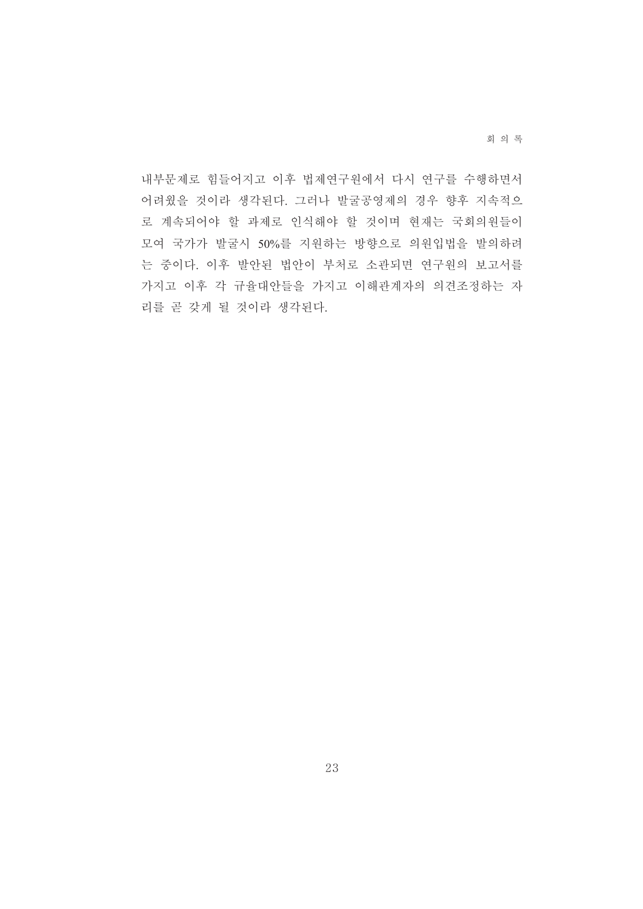내부문제로 힘들어지고 이후 법제연구원에서 다시 연구를 수행하면서 어려웠을 것이라 생각된다. 그러나 발굴공영제의 경우 향후 지속적으로 계속되어야 할 과제로 인식해야 할 것이며 현재는 국회의원들이 모여 국가가 발굴시 50%를 지원하는 방향으로 의원입법을 발의하려는 중이다. 이후 발안된 법안이 부처로 소관되면 연구원의 보고서를 가지고 이후 각 규율대안들을 가지고 이해관계자의 의견조정하는 자리를 곧 갖게 될 것이라 생각된다.